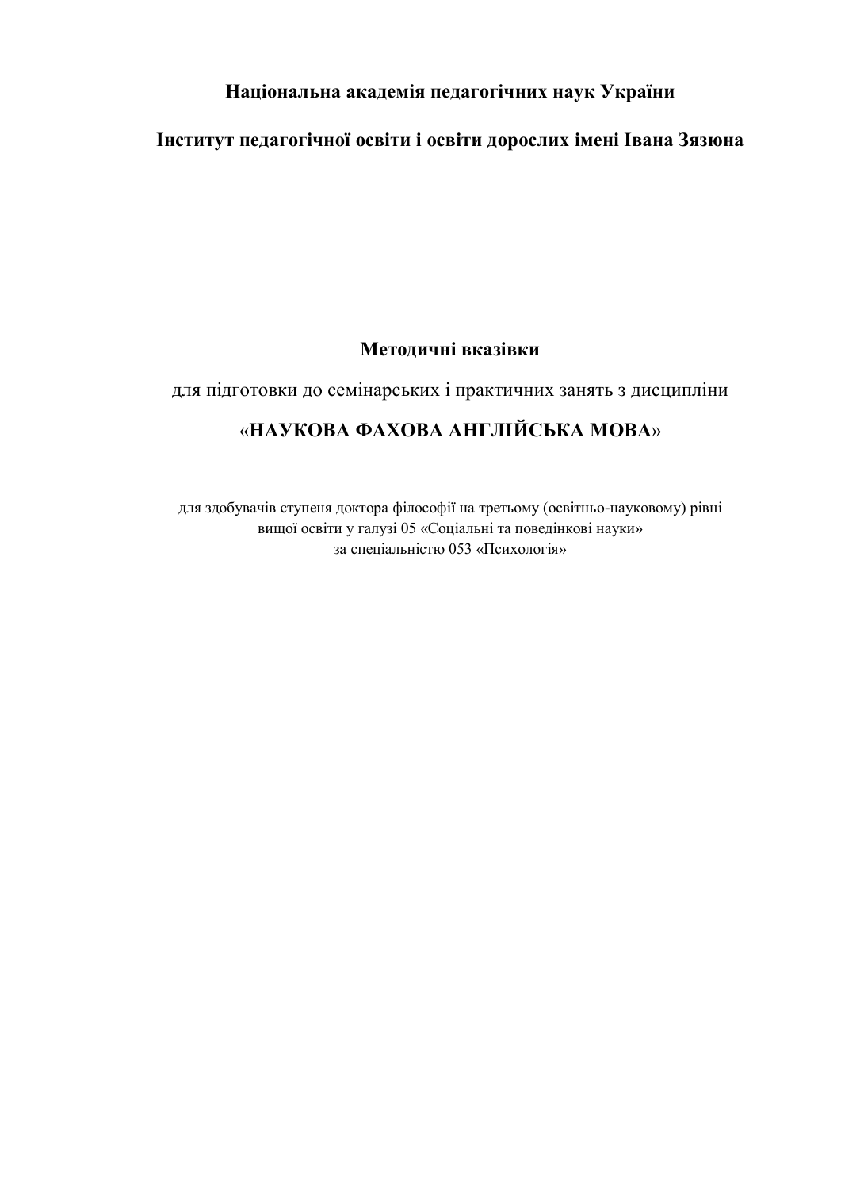**Національна академія педагогічних наук України**

**Інститут педагогічної освіти і освіти дорослих імені Івана Зязюна**

# Методичні вказівки

для підготовки до семінарських і практичних занять з дисципліни

## «НАУКОВА ФАХОВА АНГЛІЙСЬКА МОВА»

для здобувачів ступеня доктора філософії на третьому (освітньо-науковому) рівні вищої освіти у галузі 05 «Соціальні та поведінкові науки» за спеціальністю 053 «Психологія»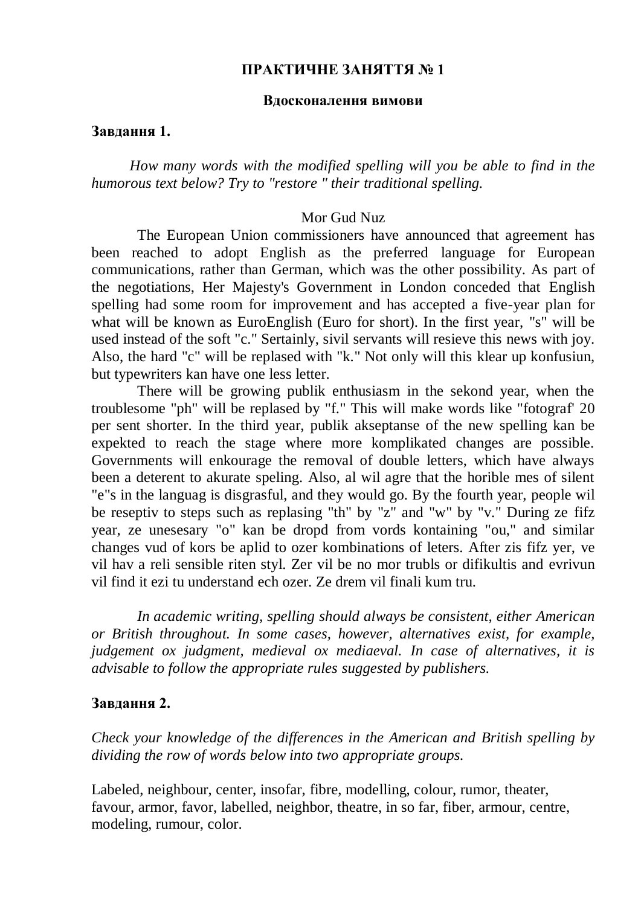**ПРАКТИЧНЕ ЗАНЯТТЯ № 1**

**Вдосконалення вимови**

**Завдання 1.**

*How many words with the modified spelling will you be able to find in the humorous text below? Try to "restore " their traditional spelling.*

Mor Gud Nuz

The European Union commissioners have announced that agreement has been reached to adopt English as the preferred language for European communications, rather than German, which was the other possibility. As part of the negotiations, Her Majesty's Government in London conceded that English spelling had some room for improvement and has accepted a five-year plan for what will be known as EuroEnglish (Euro for short). In the first year, "s" will be used instead of the soft "c." Sertainly, sivil servants will resieve this news with joy. Also, the hard "c" will be replased with "k." Not only will this klear up konfusiun, but typewriters kan have one less letter.

There will be growing publik enthusiasm in the sekond year, when the troublesome "ph" will be replased by "f." This will make words like "fotograf' 20 per sent shorter. In the third year, publik akseptanse of the new spelling kan be expekted to reach the stage where more komplikated changes are possible. Governments will enkourage the removal of double letters, which have always been a deterent to akurate speling. Also, al wil agre that the horible mes of silent "e"s in the languag is disgrasful, and they would go. By the fourth year, people wil be reseptiv to steps such as replasing "th" by "z" and "w" by "v." During ze fifz year, ze unesesary "o" kan be dropd from vords kontaining "ou," and similar changes vud of kors be aplid to ozer kombinations of leters. After zis fifz yer, ve vil hav a reli sensible riten styl. Zer vil be no mor trubls or difikultis and evrivun vil find it ezi tu understand ech ozer. Ze drem vil finali kum tru.

*In academic writing, spelling should always be consistent, either American or British throughout. In some cases, however, alternatives exist, for example, judgement ox judgment, medieval ox mediaeval. In case of alternatives, it is advisable to follow the appropriate rules suggested by publishers.*

**Завдання 2.**

*Check your knowledge of the differences in the American and British spelling by dividing the row of words below into two appropriate groups.*

Labeled, neighbour, center, insofar, fibre, modelling, colour, rumor, theater, favour, armor, favor, labelled, neighbor, theatre, in so far, fiber, armour, centre, modeling, rumour, color.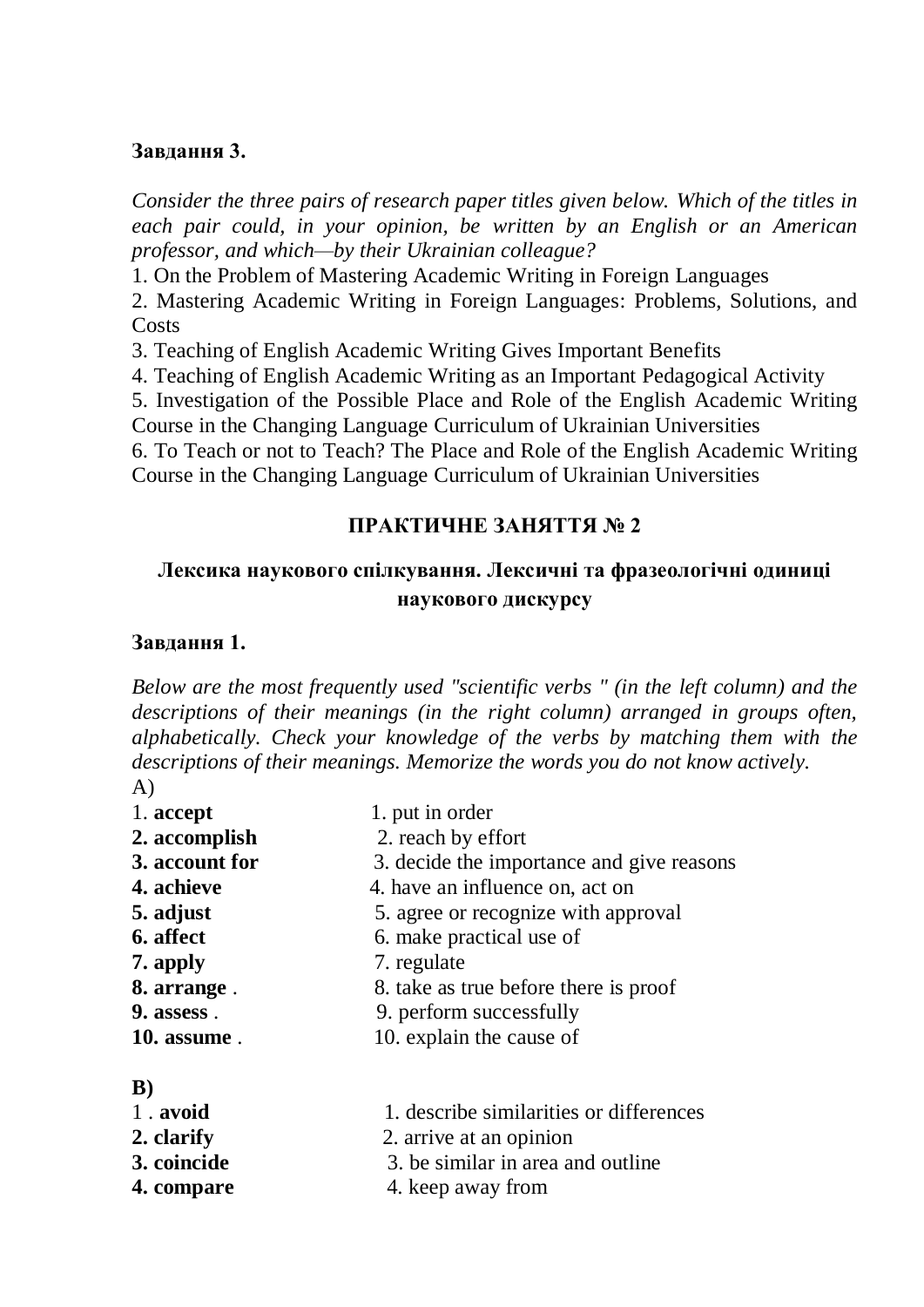**Завдання 3.**

*Consider the three pairs of research paper titles given below. Which of the titles in each pair could, in your opinion, be written by an English or an American professor, and which—by their Ukrainian colleague?*

1. On the Problem of Mastering Academic Writing in Foreign Languages
2. Mastering Academic Writing in Foreign Languages: Problems, Solutions, and Costs
3. Teaching of English Academic Writing Gives Important Benefits
4. Teaching of English Academic Writing as an Important Pedagogical Activity
5. Investigation of the Possible Place and Role of the English Academic Writing Course in the Changing Language Curriculum of Ukrainian Universities
6. To Teach or not to Teach? The Place and Role of the English Academic Writing Course in the Changing Language Curriculum of Ukrainian Universities

## ПРАКТИЧНЕ ЗАНЯТТЯ № 2

## Лексика наукового спілкування. Лексичні та фразеологічні одиниці наукового дискурсу

**Завдання 1.**

*Below are the most frequently used "scientific verbs " (in the left column) and the descriptions of their meanings (in the right column) arranged in groups often, alphabetically. Check your knowledge of the verbs by matching them with the descriptions of their meanings. Memorize the words you do not know actively.*

A)

| | |
|---|---|
| 1. **accept** | 1. put in order |
| **2. accomplish** | 2. reach by effort |
| **3. account for** | 3. decide the importance and give reasons |
| **4. achieve** | 4. have an influence on, act on |
| **5. adjust** | 5. agree or recognize with approval |
| **6. affect** | 6. make practical use of |
| **7. apply** | 7. regulate |
| **8. arrange** . | 8. take as true before there is proof |
| **9. assess** . | 9. perform successfully |
| **10. assume** . | 10. explain the cause of |

**B)**

| | |
|---|---|
| 1 . **avoid** | 1. describe similarities or differences |
| **2. clarify** | 2. arrive at an opinion |
| **3. coincide** | 3. be similar in area and outline |
| **4. compare** | 4. keep away from |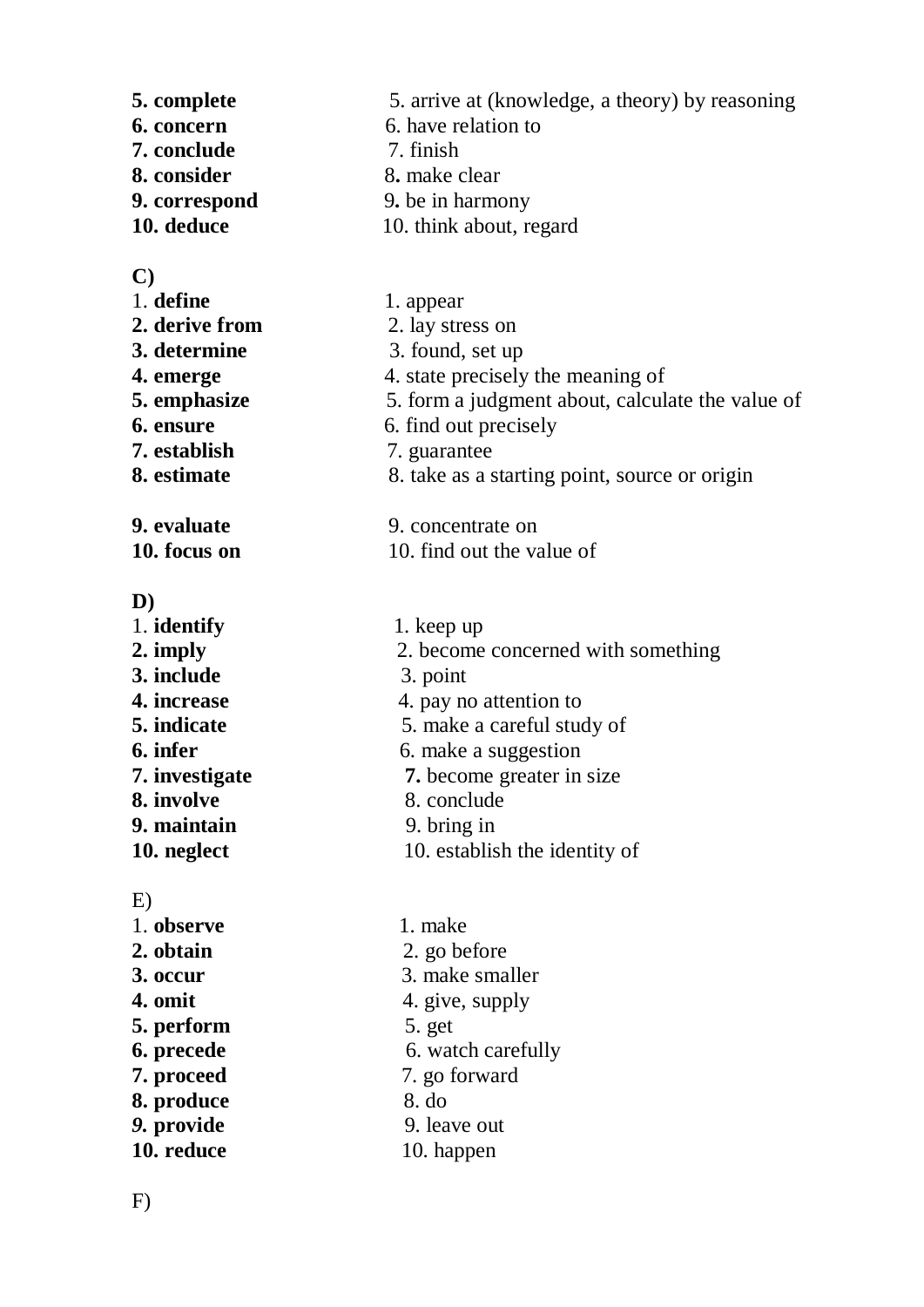| | |
|---|---|
| **5. complete** | 5. arrive at (knowledge, a theory) by reasoning |
| **6. concern** | 6. have relation to |
| **7. conclude** | 7. finish |
| **8. consider** | 8**.** make clear |
| **9. correspond** | 9**.** be in harmony |
| **10. deduce** | 10. think about, regard |

**C)**

| | |
|---|---|
| 1. **define** | 1. appear |
| **2. derive from** | 2. lay stress on |
| **3. determine** | 3. found, set up |
| **4. emerge** | 4. state precisely the meaning of |
| **5. emphasize** | 5. form a judgment about, calculate the value of |
| **6. ensure** | 6. find out precisely |
| **7. establish** | 7. guarantee |
| **8. estimate** | 8. take as a starting point, source or origin |
| **9. evaluate** | 9. concentrate on |
| **10. focus on** | 10. find out the value of |

**D)**

| | |
|---|---|
| 1. **identify** | 1. keep up |
| **2. imply** | 2. become concerned with something |
| **3. include** | 3. point |
| **4. increase** | 4. pay no attention to |
| **5. indicate** | 5. make a careful study of |
| **6. infer** | 6. make a suggestion |
| **7. investigate** | **7.** become greater in size |
| **8. involve** | 8. conclude |
| **9. maintain** | 9. bring in |
| **10. neglect** | 10. establish the identity of |

E)

| | |
|---|---|
| 1. **observe** | 1. make |
| **2. obtain** | 2. go before |
| **3. occur** | 3. make smaller |
| **4. omit** | 4. give, supply |
| **5. perform** | 5. get |
| **6. precede** | 6. watch carefully |
| **7. proceed** | 7. go forward |
| **8. produce** | 8. do |
| ***9.* provide** | 9. leave out |
| **10. reduce** | 10. happen |

F)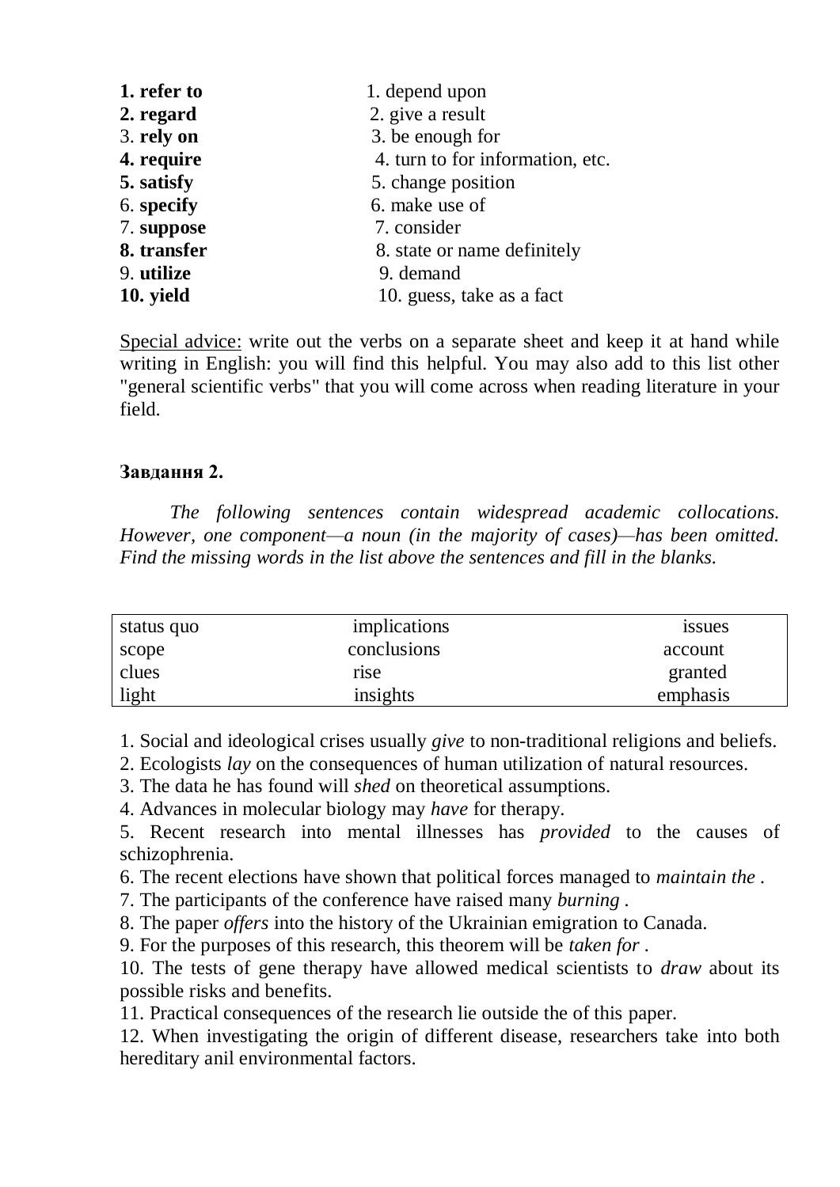| | |
|---|---|
| **1. refer to** | 1. depend upon |
| **2. regard** | 2. give a result |
| 3. **rely on** | 3. be enough for |
| **4. require** | 4. turn to for information, etc. |
| **5. satisfy** | 5. change position |
| 6. **specify** | 6. make use of |
| 7. **suppose** | 7. consider |
| **8. transfer** | 8. state or name definitely |
| 9. **utilize** | 9. demand |
| **10. yield** | 10. guess, take as a fact |

Special advice: write out the verbs on a separate sheet and keep it at hand while writing in English: you will find this helpful. You may also add to this list other "general scientific verbs" that you will come across when reading literature in your field.

**Завдання 2.**

*The following sentences contain widespread academic collocations. However, one component—a noun (in the majority of cases)—has been omitted. Find the missing words in the list above the sentences and fill in the blanks.*

| | | |
|---|---|---|
| status quo | implications | issues |
| scope | conclusions | account |
| clues | rise | granted |
| light | insights | emphasis |

1. Social and ideological crises usually *give* to non-traditional religions and beliefs.
2. Ecologists *lay* on the consequences of human utilization of natural resources.
3. The data he has found will *shed* on theoretical assumptions.
4. Advances in molecular biology may *have* for therapy.
5. Recent research into mental illnesses has *provided* to the causes of schizophrenia.
6. The recent elections have shown that political forces managed to *maintain the* .
7. The participants of the conference have raised many *burning* .
8. The paper *offers* into the history of the Ukrainian emigration to Canada.
9. For the purposes of this research, this theorem will be *taken for* .
10. The tests of gene therapy have allowed medical scientists to *draw* about its possible risks and benefits.
11. Practical consequences of the research lie outside the of this paper.
12. When investigating the origin of different disease, researchers take into both hereditary anil environmental factors.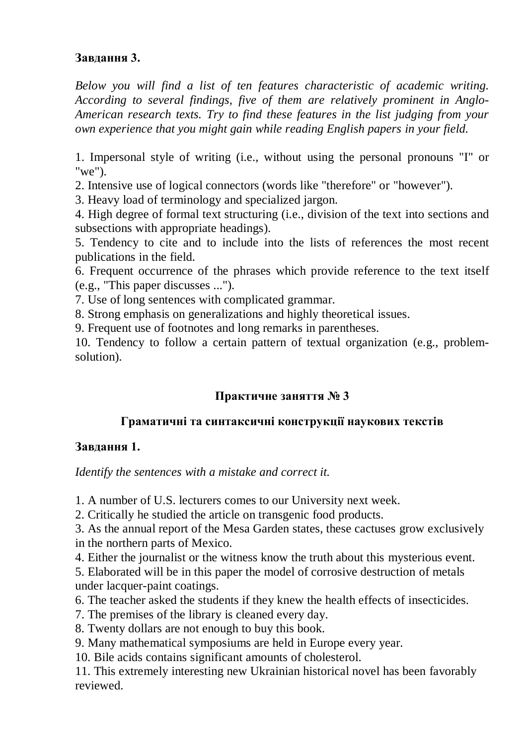**Завдання 3.**

*Below you will find a list of ten features characteristic of academic writing. According to several findings, five of them are relatively prominent in Anglo-American research texts. Try to find these features in the list judging from your own experience that you might gain while reading English papers in your field.*

1. Impersonal style of writing (i.e., without using the personal pronouns "I" or "we").
2. Intensive use of logical connectors (words like "therefore" or "however").
3. Heavy load of terminology and specialized jargon.
4. High degree of formal text structuring (i.e., division of the text into sections and subsections with appropriate headings).
5. Tendency to cite and to include into the lists of references the most recent publications in the field.
6. Frequent occurrence of the phrases which provide reference to the text itself (e.g., "This paper discusses ...").
7. Use of long sentences with complicated grammar.
8. Strong emphasis on generalizations and highly theoretical issues.
9. Frequent use of footnotes and long remarks in parentheses.
10. Tendency to follow a certain pattern of textual organization (e.g., problem-solution).

## Практичне заняття № 3

### Граматичні та синтаксичні конструкції наукових текстів

**Завдання 1.**

*Identify the sentences with a mistake and correct it.*

1. A number of U.S. lecturers comes to our University next week.
2. Critically he studied the article on transgenic food products.
3. As the annual report of the Mesa Garden states, these cactuses grow exclusively in the northern parts of Mexico.
4. Either the journalist or the witness know the truth about this mysterious event.
5. Elaborated will be in this paper the model of corrosive destruction of metals under lacquer-paint coatings.
6. The teacher asked the students if they knew the health effects of insecticides.
7. The premises of the library is cleaned every day.
8. Twenty dollars are not enough to buy this book.
9. Many mathematical symposiums are held in Europe every year.
10. Bile acids contains significant amounts of cholesterol.
11. This extremely interesting new Ukrainian historical novel has been favorably reviewed.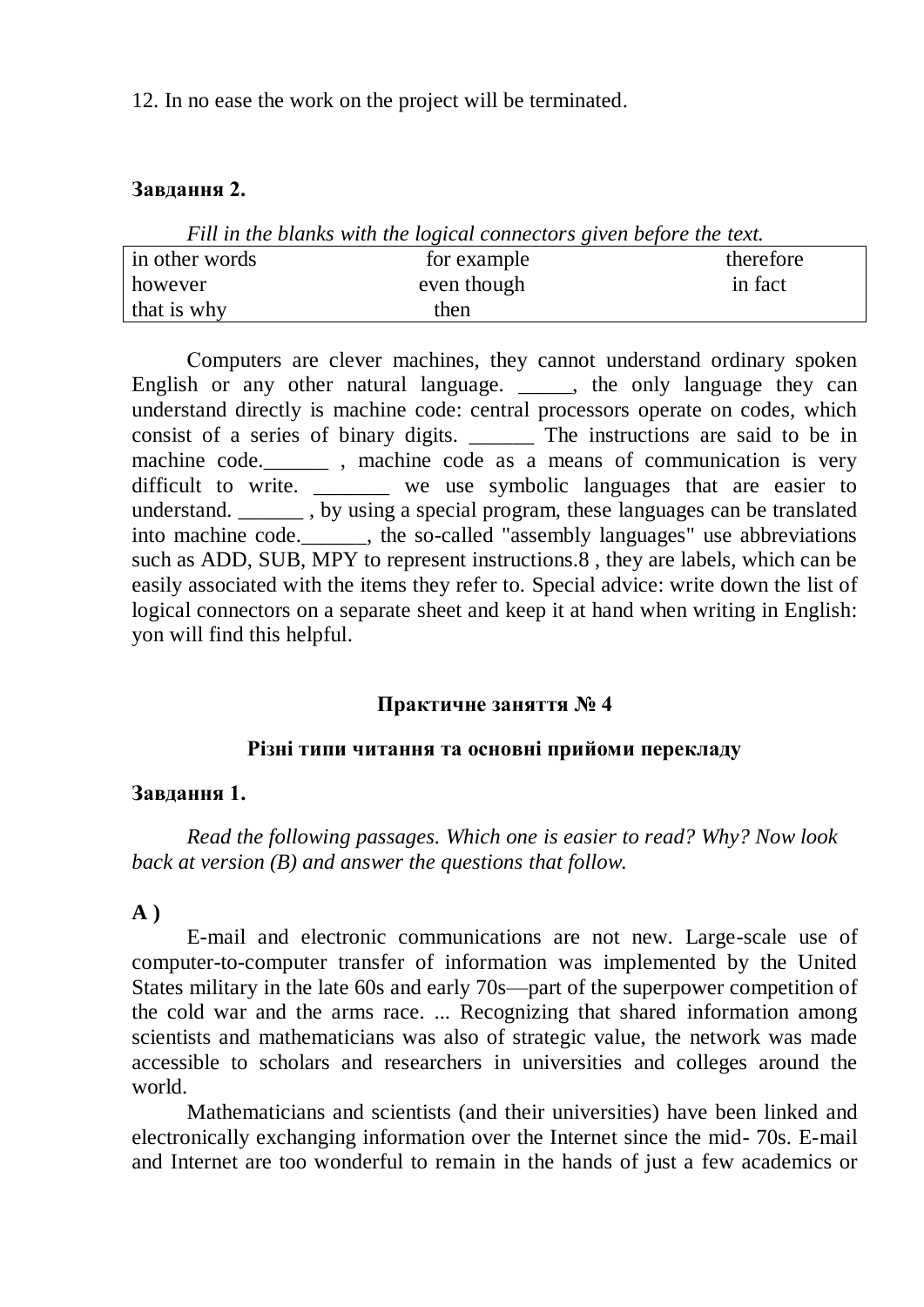12. In no ease the work on the project will be terminated.

**Завдання 2.**

*Fill in the blanks with the logical connectors given before the text.*

| in other words | for example | therefore |
|---|---|---|
| however | even though | in fact |
| that is why | then | |

Computers are clever machines, they cannot understand ordinary spoken English or any other natural language. _____, the only language they can understand directly is machine code: central processors operate on codes, which consist of a series of binary digits. ______ The instructions are said to be in machine code.______ , machine code as a means of communication is very difficult to write. _______ we use symbolic languages that are easier to understand. ______ , by using a special program, these languages can be translated into machine code.______, the so-called "assembly languages" use abbreviations such as ADD, SUB, MPY to represent instructions.8 , they are labels, which can be easily associated with the items they refer to. Special advice: write down the list of logical connectors on a separate sheet and keep it at hand when writing in English: yon will find this helpful.

## Практичне заняття № 4

### Різні типи читання та основні прийоми перекладу

**Завдання 1.**

*Read the following passages. Which one is easier to read? Why? Now look back at version (B) and answer the questions that follow.*

**A )**

E-mail and electronic communications are not new. Large-scale use of computer-to-computer transfer of information was implemented by the United States military in the late 60s and early 70s—part of the superpower competition of the cold war and the arms race. ... Recognizing that shared information among scientists and mathematicians was also of strategic value, the network was made accessible to scholars and researchers in universities and colleges around the world.

Mathematicians and scientists (and their universities) have been linked and electronically exchanging information over the Internet since the mid- 70s. E-mail and Internet are too wonderful to remain in the hands of just a few academics or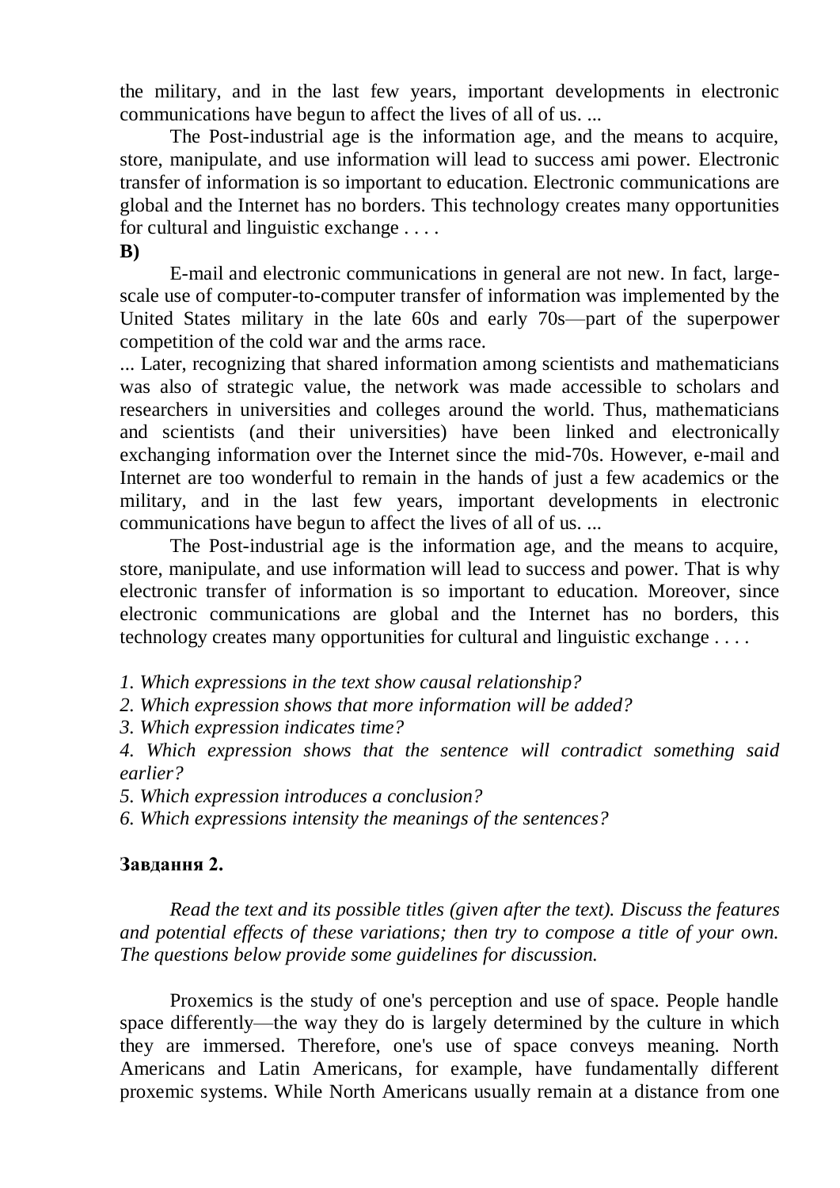the military, and in the last few years, important developments in electronic communications have begun to affect the lives of all of us. ...

The Post-industrial age is the information age, and the means to acquire, store, manipulate, and use information will lead to success ami power. Electronic transfer of information is so important to education. Electronic communications are global and the Internet has no borders. This technology creates many opportunities for cultural and linguistic exchange . . . .

**B)**

E-mail and electronic communications in general are not new. In fact, large-scale use of computer-to-computer transfer of information was implemented by the United States military in the late 60s and early 70s—part of the superpower competition of the cold war and the arms race.

... Later, recognizing that shared information among scientists and mathematicians was also of strategic value, the network was made accessible to scholars and researchers in universities and colleges around the world. Thus, mathematicians and scientists (and their universities) have been linked and electronically exchanging information over the Internet since the mid-70s. However, e-mail and Internet are too wonderful to remain in the hands of just a few academics or the military, and in the last few years, important developments in electronic communications have begun to affect the lives of all of us. ...

The Post-industrial age is the information age, and the means to acquire, store, manipulate, and use information will lead to success and power. That is why electronic transfer of information is so important to education. Moreover, since electronic communications are global and the Internet has no borders, this technology creates many opportunities for cultural and linguistic exchange . . . .

*1. Which expressions in the text show causal relationship?*

*2. Which expression shows that more information will be added?*

*3. Which expression indicates time?*

*4. Which expression shows that the sentence will contradict something said earlier?*

*5. Which expression introduces a conclusion?*

*6. Which expressions intensity the meanings of the sentences?*

**Завдання 2.**

*Read the text and its possible titles (given after the text). Discuss the features and potential effects of these variations; then try to compose a title of your own. The questions below provide some guidelines for discussion.*

Proxemics is the study of one's perception and use of space. People handle space differently—the way they do is largely determined by the culture in which they are immersed. Therefore, one's use of space conveys meaning. North Americans and Latin Americans, for example, have fundamentally different proxemic systems. While North Americans usually remain at a distance from one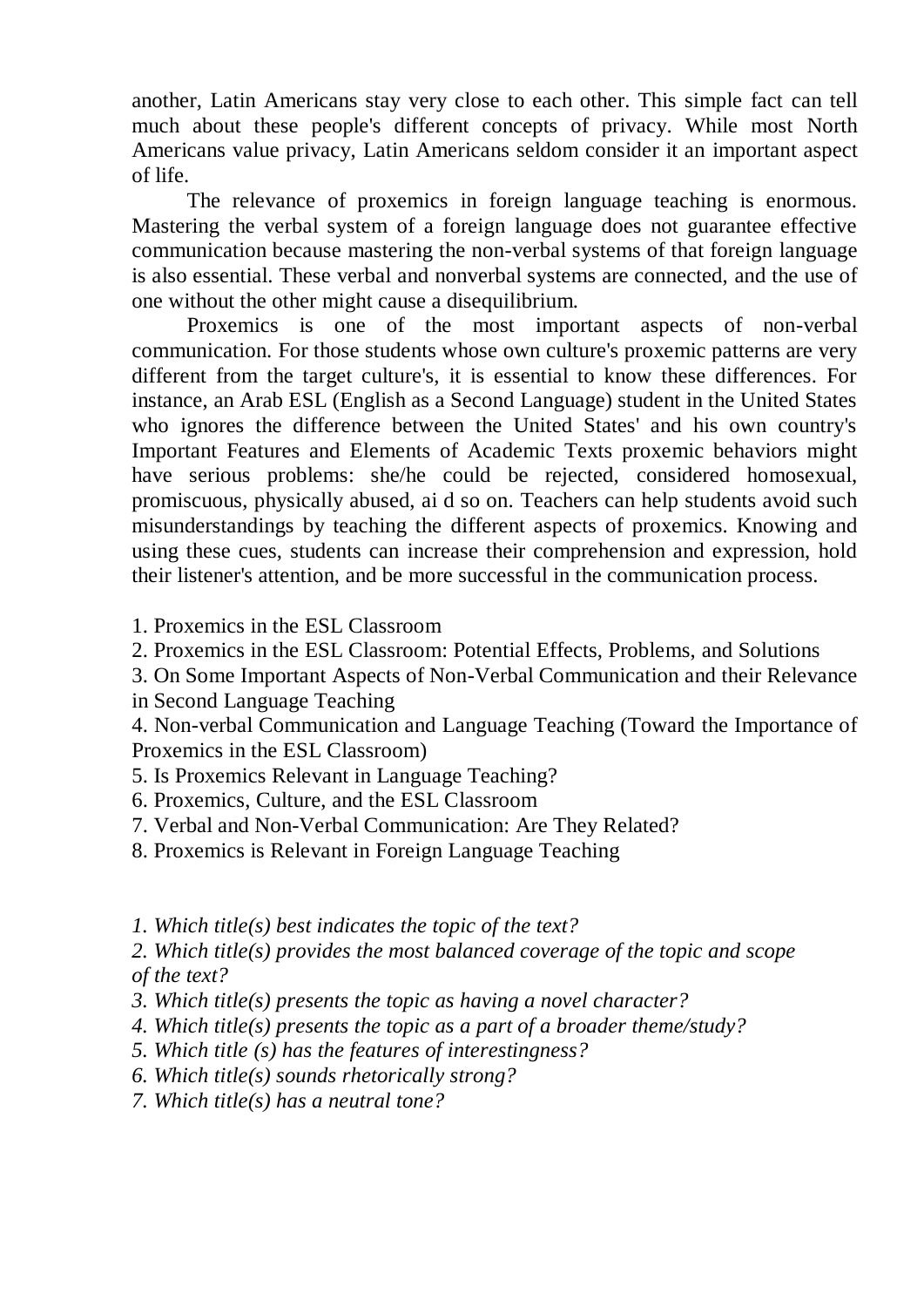another, Latin Americans stay very close to each other. This simple fact can tell much about these people's different concepts of privacy. While most North Americans value privacy, Latin Americans seldom consider it an important aspect of life.

The relevance of proxemics in foreign language teaching is enormous. Mastering the verbal system of a foreign language does not guarantee effective communication because mastering the non-verbal systems of that foreign language is also essential. These verbal and nonverbal systems are connected, and the use of one without the other might cause a disequilibrium.

Proxemics is one of the most important aspects of non-verbal communication. For those students whose own culture's proxemic patterns are very different from the target culture's, it is essential to know these differences. For instance, an Arab ESL (English as a Second Language) student in the United States who ignores the difference between the United States' and his own country's Important Features and Elements of Academic Texts proxemic behaviors might have serious problems: she/he could be rejected, considered homosexual, promiscuous, physically abused, ai d so on. Teachers can help students avoid such misunderstandings by teaching the different aspects of proxemics. Knowing and using these cues, students can increase their comprehension and expression, hold their listener's attention, and be more successful in the communication process.

1. Proxemics in the ESL Classroom
2. Proxemics in the ESL Classroom: Potential Effects, Problems, and Solutions
3. On Some Important Aspects of Non-Verbal Communication and their Relevance in Second Language Teaching
4. Non-verbal Communication and Language Teaching (Toward the Importance of Proxemics in the ESL Classroom)
5. Is Proxemics Relevant in Language Teaching?
6. Proxemics, Culture, and the ESL Classroom
7. Verbal and Non-Verbal Communication: Are They Related?
8. Proxemics is Relevant in Foreign Language Teaching

*1. Which title(s) best indicates the topic of the text?*
*2. Which title(s) provides the most balanced coverage of the topic and scope of the text?*
*3. Which title(s) presents the topic as having a novel character?*
*4. Which title(s) presents the topic as a part of a broader theme/study?*
*5. Which title (s) has the features of interestingness?*
*6. Which title(s) sounds rhetorically strong?*
*7. Which title(s) has a neutral tone?*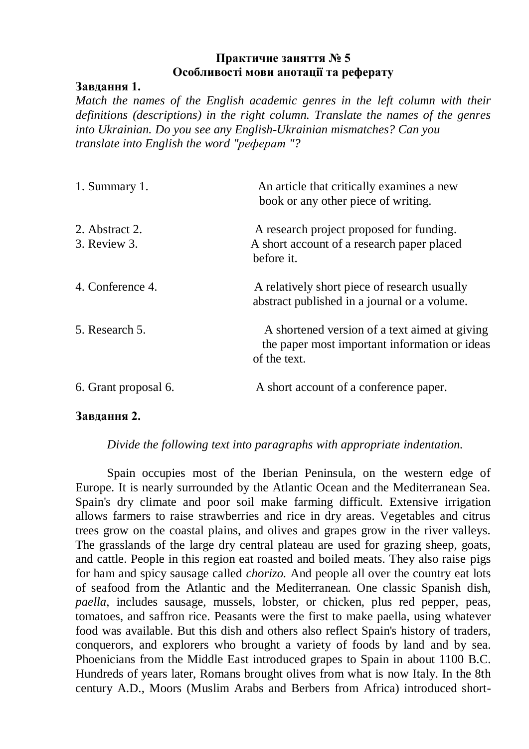**Практичне заняття № 5**
**Особливості мови анотації та реферату**

**Завдання 1.**

*Match the names of the English academic genres in the left column with their definitions (descriptions) in the right column. Translate the names of the genres into Ukrainian. Do you see any English-Ukrainian mismatches? Can you translate into English the word "реферат "?*

| | |
|---|---|
| 1. Summary 1. | An article that critically examines a new book or any other piece of writing. |
| 2. Abstract 2. | A research project proposed for funding. |
| 3. Review 3. | A short account of a research paper placed before it. |
| 4. Conference 4. | A relatively short piece of research usually abstract published in a journal or a volume. |
| 5. Research 5. | A shortened version of a text aimed at giving the paper most important information or ideas of the text. |
| 6. Grant proposal 6. | A short account of a conference paper. |

**Завдання 2.**

*Divide the following text into paragraphs with appropriate indentation.*

Spain occupies most of the Iberian Peninsula, on the western edge of Europe. It is nearly surrounded by the Atlantic Ocean and the Mediterranean Sea. Spain's dry climate and poor soil make farming difficult. Extensive irrigation allows farmers to raise strawberries and rice in dry areas. Vegetables and citrus trees grow on the coastal plains, and olives and grapes grow in the river valleys. The grasslands of the large dry central plateau are used for grazing sheep, goats, and cattle. People in this region eat roasted and boiled meats. They also raise pigs for ham and spicy sausage called *chorizo.* And people all over the country eat lots of seafood from the Atlantic and the Mediterranean. One classic Spanish dish, *paella*, includes sausage, mussels, lobster, or chicken, plus red pepper, peas, tomatoes, and saffron rice. Peasants were the first to make paella, using whatever food was available. But this dish and others also reflect Spain's history of traders, conquerors, and explorers who brought a variety of foods by land and by sea. Phoenicians from the Middle East introduced grapes to Spain in about 1100 B.C. Hundreds of years later, Romans brought olives from what is now Italy. In the 8th century A.D., Moors (Muslim Arabs and Berbers from Africa) introduced short-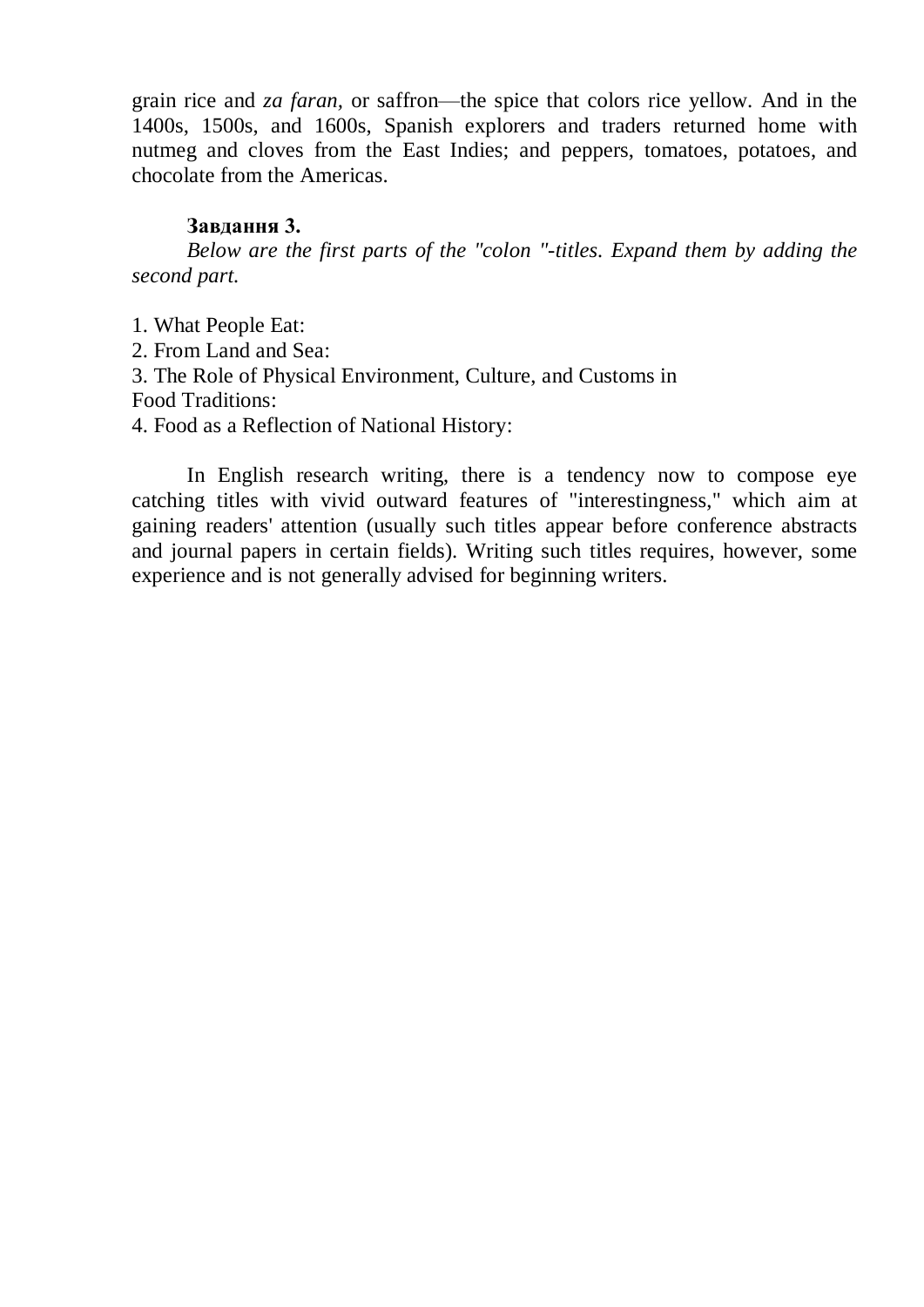grain rice and *za faran*, or saffron—the spice that colors rice yellow. And in the 1400s, 1500s, and 1600s, Spanish explorers and traders returned home with nutmeg and cloves from the East Indies; and peppers, tomatoes, potatoes, and chocolate from the Americas.

**Завдання 3.**

*Below are the first parts of the "colon "-titles. Expand them by adding the second part.*

1. What People Eat:
2. From Land and Sea:
3. The Role of Physical Environment, Culture, and Customs in Food Traditions:
4. Food as a Reflection of National History:

In English research writing, there is a tendency now to compose eye catching titles with vivid outward features of "interestingness," which aim at gaining readers' attention (usually such titles appear before conference abstracts and journal papers in certain fields). Writing such titles requires, however, some experience and is not generally advised for beginning writers.